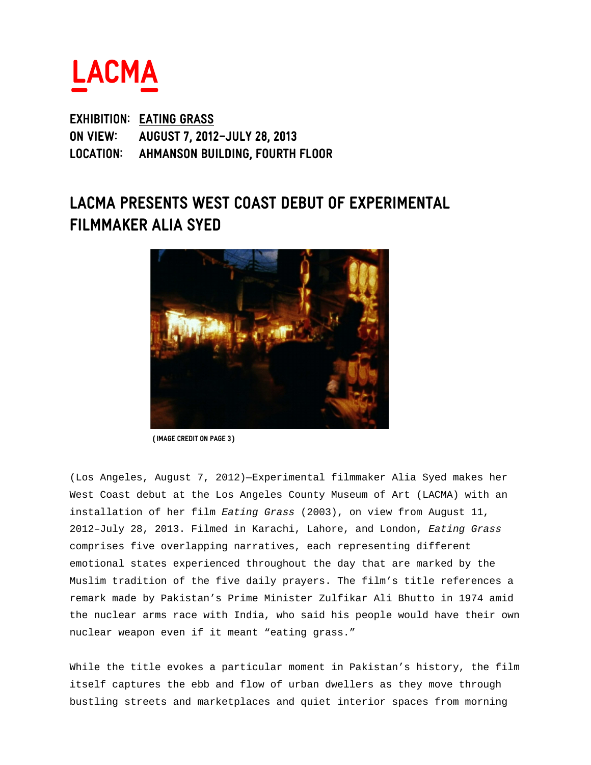LACMA

**EXHIBITION:** EATING GRASS
**ON VIEW:** AUGUST 7, 2012–JULY 28, 2013
**LOCATION:** AHMANSON BUILDING, FOURTH FLOOR

# LACMA PRESENTS WEST COAST DEBUT OF EXPERIMENTAL FILMMAKER ALIA SYED

(IMAGE CREDIT ON PAGE 3)

(Los Angeles, August 7, 2012)—Experimental filmmaker Alia Syed makes her West Coast debut at the Los Angeles County Museum of Art (LACMA) with an installation of her film *Eating Grass* (2003), on view from August 11, 2012–July 28, 2013. Filmed in Karachi, Lahore, and London, *Eating Grass* comprises five overlapping narratives, each representing different emotional states experienced throughout the day that are marked by the Muslim tradition of the five daily prayers. The film's title references a remark made by Pakistan's Prime Minister Zulfikar Ali Bhutto in 1974 amid the nuclear arms race with India, who said his people would have their own nuclear weapon even if it meant "eating grass."

While the title evokes a particular moment in Pakistan's history, the film itself captures the ebb and flow of urban dwellers as they move through bustling streets and marketplaces and quiet interior spaces from morning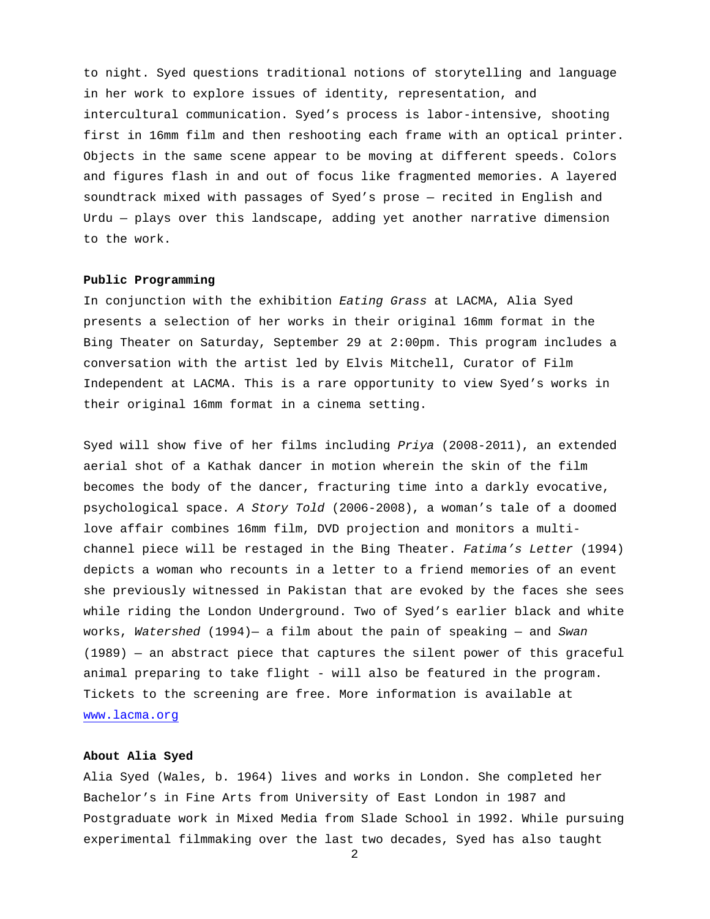to night. Syed questions traditional notions of storytelling and language in her work to explore issues of identity, representation, and intercultural communication. Syed's process is labor-intensive, shooting first in 16mm film and then reshooting each frame with an optical printer. Objects in the same scene appear to be moving at different speeds. Colors and figures flash in and out of focus like fragmented memories. A layered soundtrack mixed with passages of Syed's prose — recited in English and Urdu — plays over this landscape, adding yet another narrative dimension to the work.

**Public Programming**

In conjunction with the exhibition *Eating Grass* at LACMA, Alia Syed presents a selection of her works in their original 16mm format in the Bing Theater on Saturday, September 29 at 2:00pm. This program includes a conversation with the artist led by Elvis Mitchell, Curator of Film Independent at LACMA. This is a rare opportunity to view Syed's works in their original 16mm format in a cinema setting.

Syed will show five of her films including *Priya* (2008-2011), an extended aerial shot of a Kathak dancer in motion wherein the skin of the film becomes the body of the dancer, fracturing time into a darkly evocative, psychological space. *A Story Told* (2006-2008), a woman's tale of a doomed love affair combines 16mm film, DVD projection and monitors a multi-channel piece will be restaged in the Bing Theater. *Fatima's Letter* (1994) depicts a woman who recounts in a letter to a friend memories of an event she previously witnessed in Pakistan that are evoked by the faces she sees while riding the London Underground. Two of Syed's earlier black and white works, *Watershed* (1994)— a film about the pain of speaking — and *Swan* (1989) — an abstract piece that captures the silent power of this graceful animal preparing to take flight - will also be featured in the program. Tickets to the screening are free. More information is available at [www.lacma.org](http://www.lacma.org)

**About Alia Syed**

Alia Syed (Wales, b. 1964) lives and works in London. She completed her Bachelor's in Fine Arts from University of East London in 1987 and Postgraduate work in Mixed Media from Slade School in 1992. While pursuing experimental filmmaking over the last two decades, Syed has also taught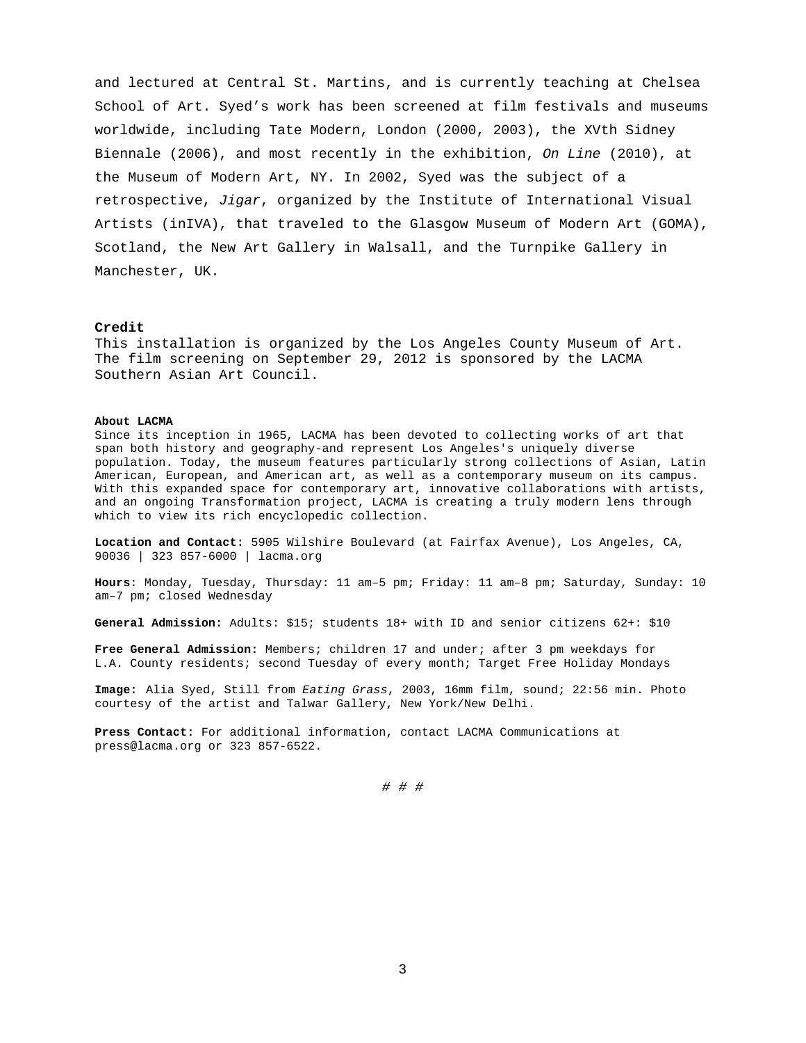and lectured at Central St. Martins, and is currently teaching at Chelsea School of Art. Syed's work has been screened at film festivals and museums worldwide, including Tate Modern, London (2000, 2003), the XVth Sidney Biennale (2006), and most recently in the exhibition, *On Line* (2010), at the Museum of Modern Art, NY. In 2002, Syed was the subject of a retrospective, *Jigar*, organized by the Institute of International Visual Artists (inIVA), that traveled to the Glasgow Museum of Modern Art (GOMA), Scotland, the New Art Gallery in Walsall, and the Turnpike Gallery in Manchester, UK.

**Credit**

This installation is organized by the Los Angeles County Museum of Art. The film screening on September 29, 2012 is sponsored by the LACMA Southern Asian Art Council.

**About LACMA**

Since its inception in 1965, LACMA has been devoted to collecting works of art that span both history and geography-and represent Los Angeles's uniquely diverse population. Today, the museum features particularly strong collections of Asian, Latin American, European, and American art, as well as a contemporary museum on its campus. With this expanded space for contemporary art, innovative collaborations with artists, and an ongoing Transformation project, LACMA is creating a truly modern lens through which to view its rich encyclopedic collection.

**Location and Contact:** 5905 Wilshire Boulevard (at Fairfax Avenue), Los Angeles, CA, 90036 | 323 857-6000 | lacma.org

**Hours**: Monday, Tuesday, Thursday: 11 am–5 pm; Friday: 11 am–8 pm; Saturday, Sunday: 10 am–7 pm; closed Wednesday

**General Admission:** Adults: $15; students 18+ with ID and senior citizens 62+: $10

**Free General Admission:** Members; children 17 and under; after 3 pm weekdays for L.A. County residents; second Tuesday of every month; Target Free Holiday Mondays

**Image:** Alia Syed, Still from *Eating Grass*, 2003, 16mm film, sound; 22:56 min. Photo courtesy of the artist and Talwar Gallery, New York/New Delhi.

**Press Contact:** For additional information, contact LACMA Communications at press@lacma.org or 323 857-6522.

*# # #*